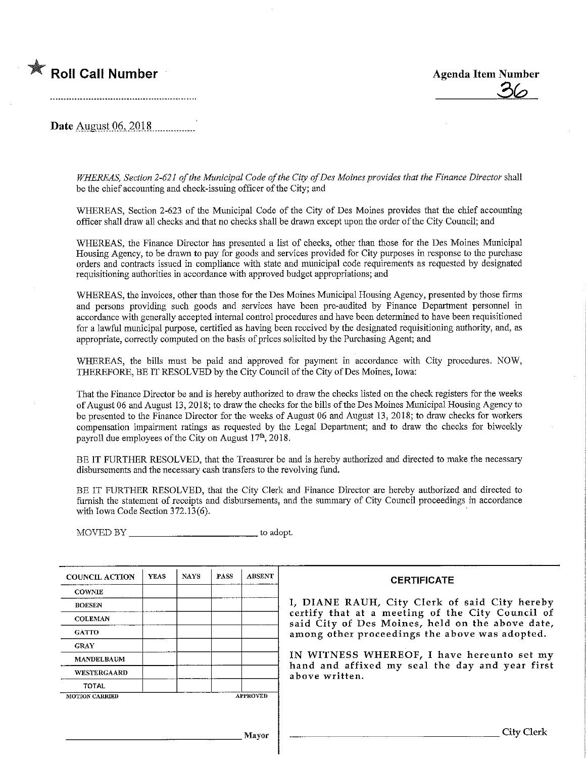★ **Roll Call Number**

**Agenda Item Number**

36

**Date** August 06, 2018

*WHEREAS, Section 2-621 of the Municipal Code of the City of Des Moines provides that the Finance Director* shall be the chief accounting and check-issuing officer of the City; and

WHEREAS, Section 2-623 of the Municipal Code of the City of Des Moines provides that the chief accounting officer shall draw all checks and that no checks shall be drawn except upon the order of the City Council; and

WHEREAS, the Finance Director has presented a list of checks, other than those for the Des Moines Municipal Housing Agency, to be drawn to pay for goods and services provided for City purposes in response to the purchase orders and contracts issued in compliance with state and municipal code requirements as requested by designated requisitioning authorities in accordance with approved budget appropriations; and

WHEREAS, the invoices, other than those for the Des Moines Municipal Housing Agency, presented by those firms and persons providing such goods and services have been pre-audited by Finance Department personnel in accordance with generally accepted internal control procedures and have been determined to have been requisitioned for a lawful municipal purpose, certified as having been received by the designated requisitioning authority, and, as appropriate, correctly computed on the basis of prices solicited by the Purchasing Agent; and

WHEREAS, the bills must be paid and approved for payment in accordance with City procedures. NOW, THEREFORE, BE IT RESOLVED by the City Council of the City of Des Moines, Iowa:

That the Finance Director be and is hereby authorized to draw the checks listed on the check registers for the weeks of August 06 and August 13, 2018; to draw the checks for the bills of the Des Moines Municipal Housing Agency to be presented to the Finance Director for the weeks of August 06 and August 13, 2018; to draw checks for workers compensation impairment ratings as requested by the Legal Department; and to draw the checks for biweekly payroll due employees of the City on August 17th, 2018.

BE IT FURTHER RESOLVED, that the Treasurer be and is hereby authorized and directed to make the necessary disbursements and the necessary cash transfers to the revolving fund.

BE IT FURTHER RESOLVED, that the City Clerk and Finance Director are hereby authorized and directed to furnish the statement of receipts and disbursements, and the summary of City Council proceedings in accordance with Iowa Code Section 372.13(6).

MOVED BY ____________________ to adopt.

| COUNCIL ACTION | YEAS | NAYS | PASS | ABSENT |
|---|---|---|---|---|
| COWNIE | | | | |
| BOESEN | | | | |
| COLEMAN | | | | |
| GATTO | | | | |
| GRAY | | | | |
| MANDELBAUM | | | | |
| WESTERGAARD | | | | |
| TOTAL | | | | |

MOTION CARRIED APPROVED

____________________ Mayor

**CERTIFICATE**

I, DIANE RAUH, City Clerk of said City hereby certify that at a meeting of the City Council of said City of Des Moines, held on the above date, among other proceedings the above was adopted.

IN WITNESS WHEREOF, I have hereunto set my hand and affixed my seal the day and year first above written.

____________________ City Clerk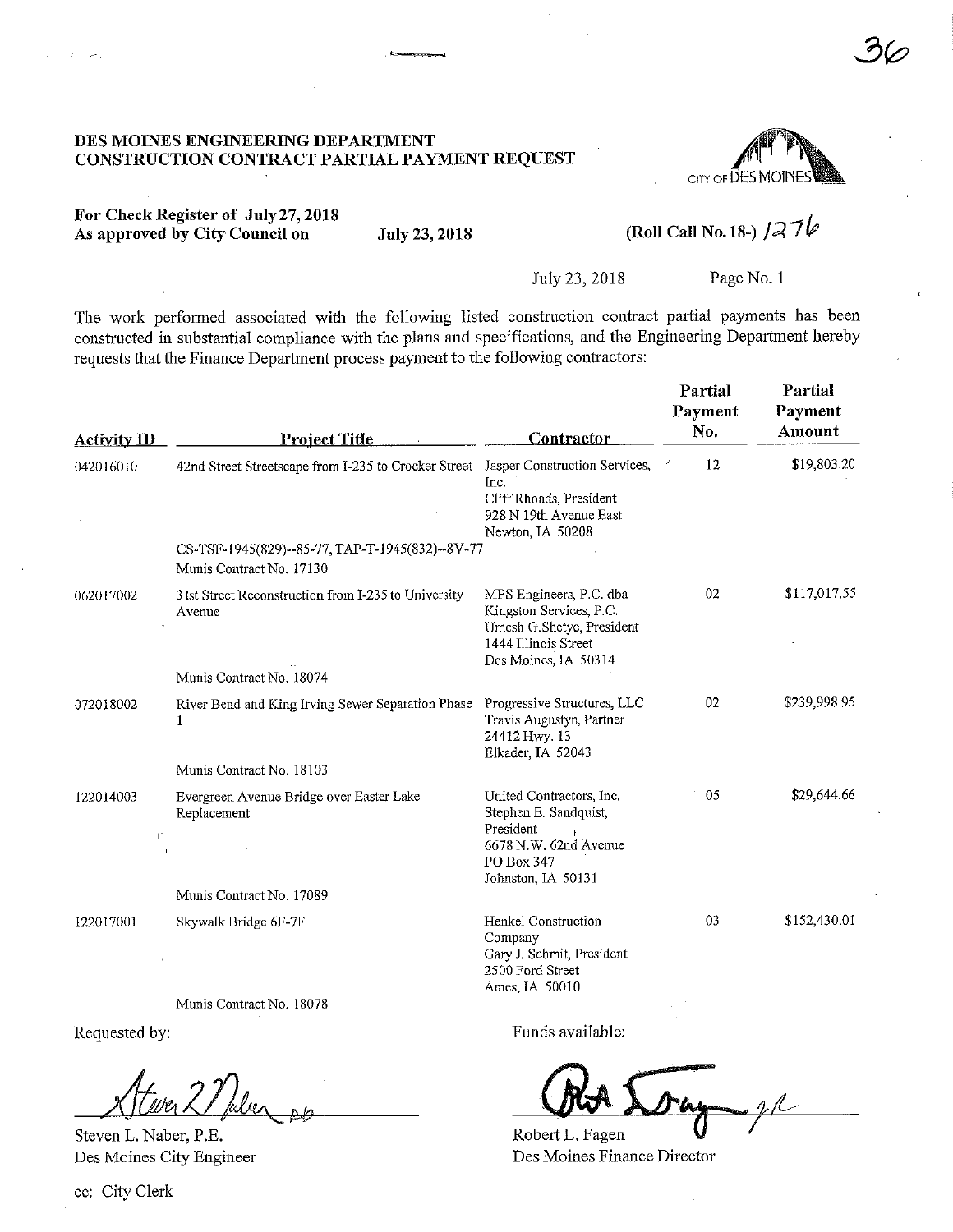**DES MOINES ENGINEERING DEPARTMENT**
**CONSTRUCTION CONTRACT PARTIAL PAYMENT REQUEST**

**For Check Register of July 27, 2018**
**As approved by City Council on** **July 23, 2018** **(Roll Call No. 18-) 1276**

July 23, 2018 Page No. 1

The work performed associated with the following listed construction contract partial payments has been constructed in substantial compliance with the plans and specifications, and the Engineering Department hereby requests that the Finance Department process payment to the following contractors:

| Activity ID | Project Title | Contractor | Partial Payment No. | Partial Payment Amount |
|---|---|---|---|---|
| 042016010 | 42nd Street Streetscape from I-235 to Crocker Street<br>CS-TSF-1945(829)--85-77, TAP-T-1945(832)--8V-77<br>Munis Contract No. 17130 | Jasper Construction Services, Inc.<br>Cliff Rhoads, President<br>928 N 19th Avenue East<br>Newton, IA 50208 | 12 | $19,803.20 |
| 062017002 | 31st Street Reconstruction from I-235 to University Avenue<br>Munis Contract No. 18074 | MPS Engineers, P.C. dba Kingston Services, P.C.<br>Umesh G.Shetye, President<br>1444 Illinois Street<br>Des Moines, IA 50314 | 02 | $117,017.55 |
| 072018002 | River Bend and King Irving Sewer Separation Phase 1<br>Munis Contract No. 18103 | Progressive Structures, LLC<br>Travis Augustyn, Partner<br>24412 Hwy. 13<br>Elkader, IA 52043 | 02 | $239,998.95 |
| 122014003 | Evergreen Avenue Bridge over Easter Lake Replacement<br>Munis Contract No. 17089 | United Contractors, Inc.<br>Stephen E. Sandquist, President<br>6678 N.W. 62nd Avenue<br>PO Box 347<br>Johnston, IA 50131 | 05 | $29,644.66 |
| 122017001 | Skywalk Bridge 6F-7F<br>Munis Contract No. 18078 | Henkel Construction Company<br>Gary J. Schmit, President<br>2500 Ford Street<br>Ames, IA 50010 | 03 | $152,430.01 |

Requested by:

Steven L. Naber, P.E.
Des Moines City Engineer

Funds available:

Robert L. Fagen
Des Moines Finance Director

cc: City Clerk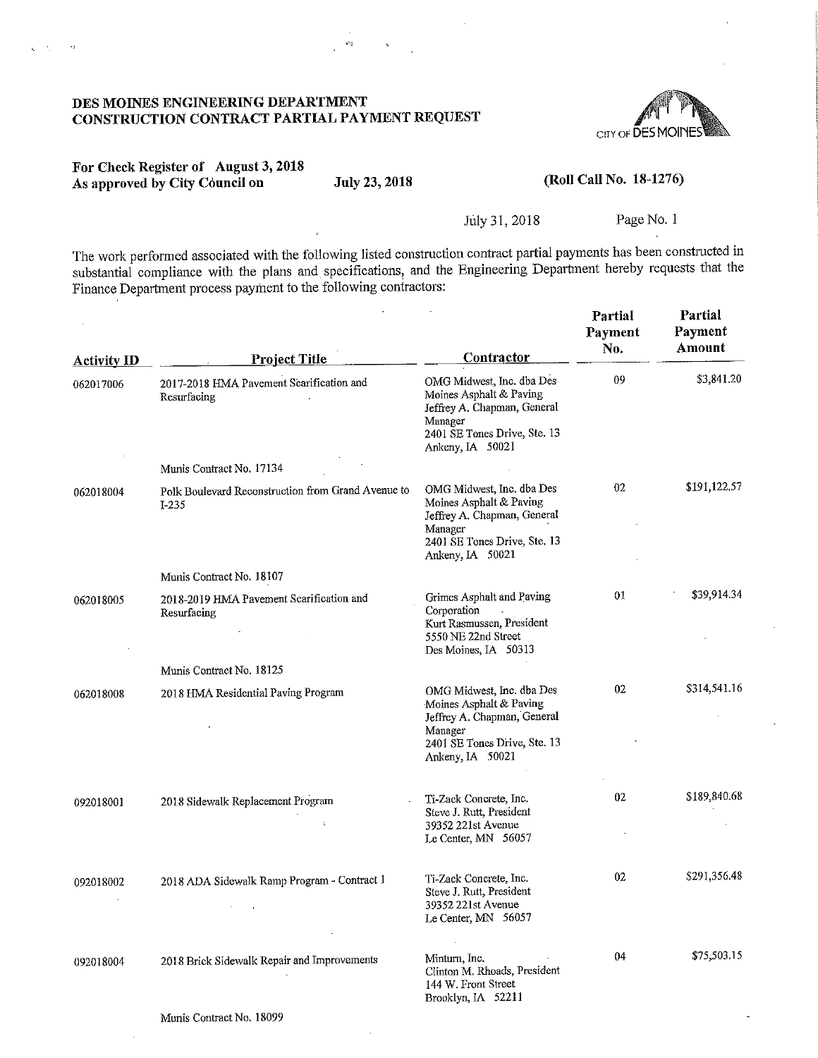**DES MOINES ENGINEERING DEPARTMENT**
**CONSTRUCTION CONTRACT PARTIAL PAYMENT REQUEST**

CITY OF DES MOINES

**For Check Register of August 3, 2018**
**As approved by City Council on** **July 23, 2018** **(Roll Call No. 18-1276)**

July 31, 2018 Page No. 1

The work performed associated with the following listed construction contract partial payments has been constructed in substantial compliance with the plans and specifications, and the Engineering Department hereby requests that the Finance Department process payment to the following contractors:

| Activity ID | Project Title | Contractor | Partial Payment No. | Partial Payment Amount |
|---|---|---|---|---|
| 062017006 | 2017-2018 HMA Pavement Scarification and Resurfacing<br><br>Munis Contract No. 17134 | OMG Midwest, Inc. dba Des Moines Asphalt & Paving<br>Jeffrey A. Chapman, General Manager<br>2401 SE Tones Drive, Ste. 13<br>Ankeny, IA 50021 | 09 | $3,841.20 |
| 062018004 | Polk Boulevard Reconstruction from Grand Avenue to I-235<br><br>Munis Contract No. 18107 | OMG Midwest, Inc. dba Des Moines Asphalt & Paving<br>Jeffrey A. Chapman, General Manager<br>2401 SE Tones Drive, Ste. 13<br>Ankeny, IA 50021 | 02 | $191,122.57 |
| 062018005 | 2018-2019 HMA Pavement Scarification and Resurfacing<br><br>Munis Contract No. 18125 | Grimes Asphalt and Paving Corporation<br>Kurt Rasmussen, President<br>5550 NE 22nd Street<br>Des Moines, IA 50313 | 01 | $39,914.34 |
| 062018008 | 2018 HMA Residential Paving Program | OMG Midwest, Inc. dba Des Moines Asphalt & Paving<br>Jeffrey A. Chapman, General Manager<br>2401 SE Tones Drive, Ste. 13<br>Ankeny, IA 50021 | 02 | $314,541.16 |
| 092018001 | 2018 Sidewalk Replacement Program | Ti-Zack Concrete, Inc.<br>Steve J. Rutt, President<br>39352 221st Avenue<br>Le Center, MN 56057 | 02 | $189,840.68 |
| 092018002 | 2018 ADA Sidewalk Ramp Program - Contract 1 | Ti-Zack Concrete, Inc.<br>Steve J. Rutt, President<br>39352 221st Avenue<br>Le Center, MN 56057 | 02 | $291,356.48 |
| 092018004 | 2018 Brick Sidewalk Repair and Improvements<br><br>Munis Contract No. 18099 | Minturn, Inc.<br>Clinton M. Rhoads, President<br>144 W. Front Street<br>Brooklyn, IA 52211 | 04 | $75,503.15 |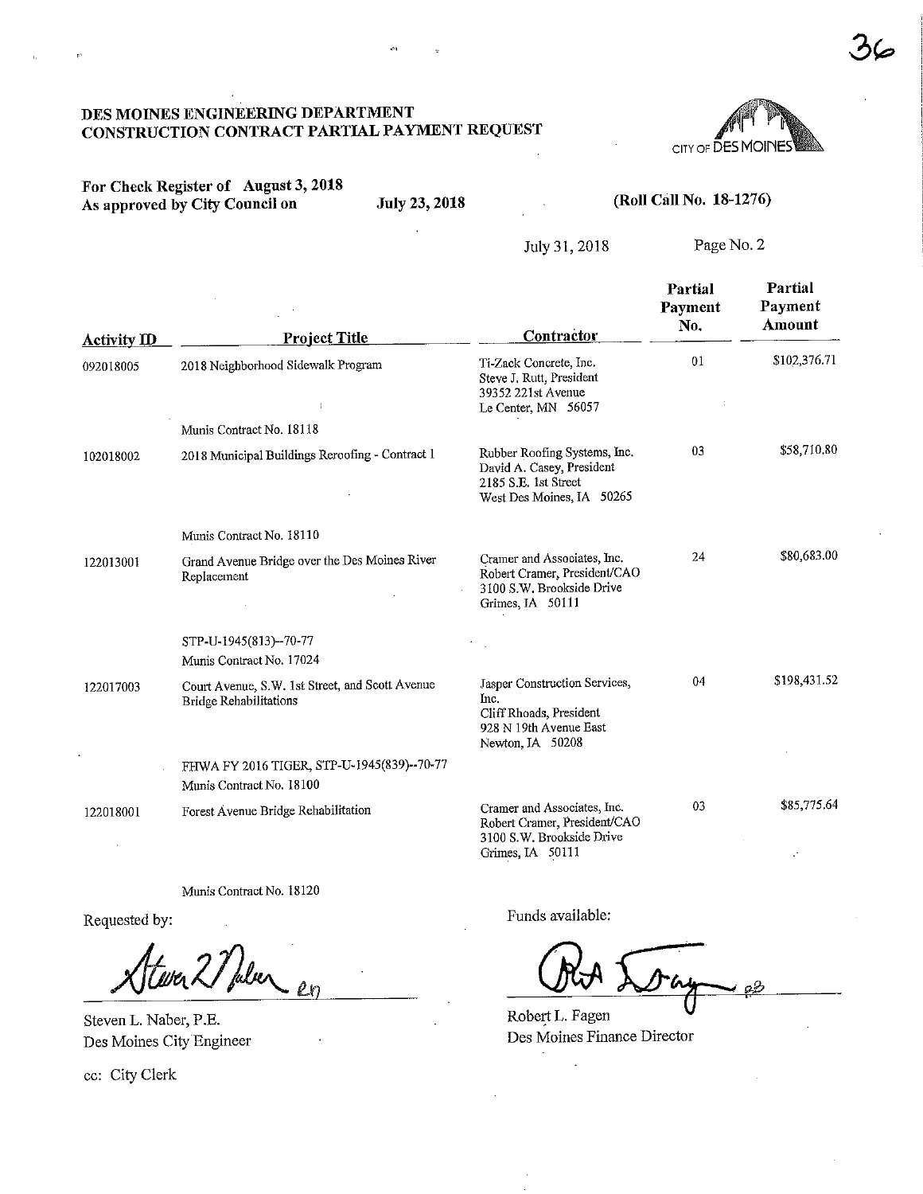# DES MOINES ENGINEERING DEPARTMENT
# CONSTRUCTION CONTRACT PARTIAL PAYMENT REQUEST

CITY OF DES MOINES

**For Check Register of August 3, 2018**
**As approved by City Council on July 23, 2018** **(Roll Call No. 18-1276)**

July 31, 2018 Page No. 2

| Activity ID | Project Title | Contractor | Partial Payment No. | Partial Payment Amount |
|---|---|---|---|---|
| 092018005 | 2018 Neighborhood Sidewalk Program<br><br>Munis Contract No. 18118 | Ti-Zack Concrete, Inc.<br>Steve J. Rutt, President<br>39352 221st Avenue<br>Le Center, MN 56057 | 01 | $102,376.71 |
| 102018002 | 2018 Municipal Buildings Reroofing - Contract 1<br><br>Munis Contract No. 18110 | Rubber Roofing Systems, Inc.<br>David A. Casey, President<br>2185 S.E. 1st Street<br>West Des Moines, IA 50265 | 03 | $58,710.80 |
| 122013001 | Grand Avenue Bridge over the Des Moines River Replacement<br><br>STP-U-1945(813)--70-77<br>Munis Contract No. 17024 | Cramer and Associates, Inc.<br>Robert Cramer, President/CAO<br>3100 S.W. Brookside Drive<br>Grimes, IA 50111 | 24 | $80,683.00 |
| 122017003 | Court Avenue, S.W. 1st Street, and Scott Avenue Bridge Rehabilitations<br><br>FHWA FY 2016 TIGER, STP-U-1945(839)--70-77<br>Munis Contract No. 18100 | Jasper Construction Services, Inc.<br>Cliff Rhoads, President<br>928 N 19th Avenue East<br>Newton, IA 50208 | 04 | $198,431.52 |
| 122018001 | Forest Avenue Bridge Rehabilitation<br><br>Munis Contract No. 18120 | Cramer and Associates, Inc.<br>Robert Cramer, President/CAO<br>3100 S.W. Brookside Drive<br>Grimes, IA 50111 | 03 | $85,775.64 |

Requested by:

Steven L. Naber, P.E.
Des Moines City Engineer

Funds available:

Robert L. Fagen
Des Moines Finance Director

cc: City Clerk